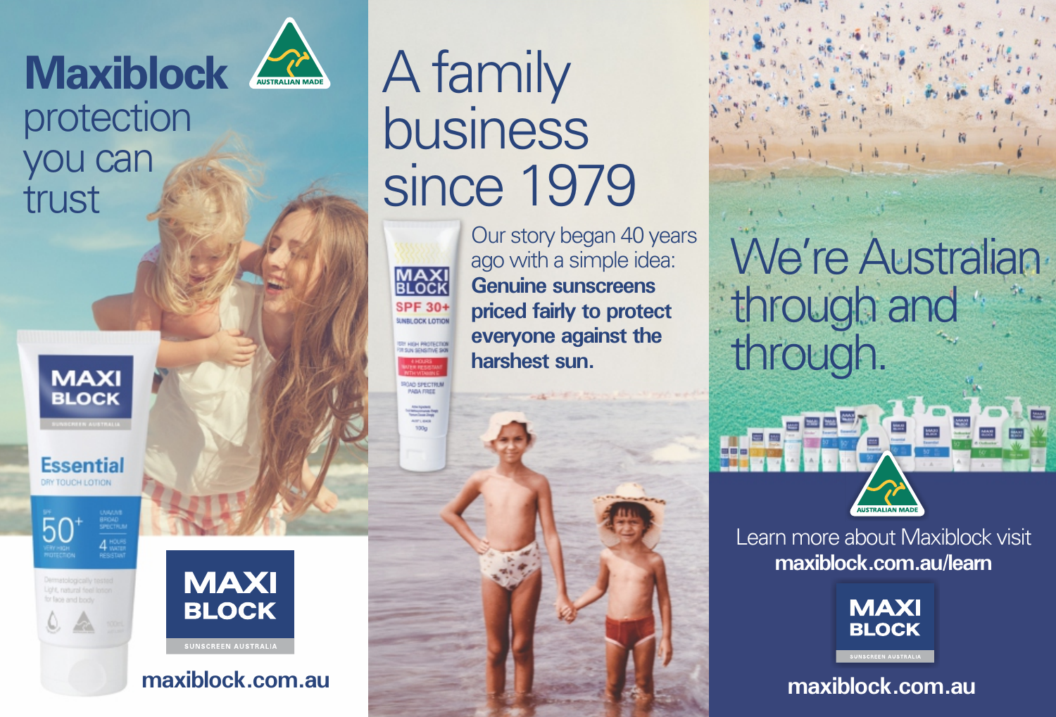# Maxiblock protection you can trust

AUSTRALIAN MADE

maxiblock.com.au

# A family business since 1979

Our story began 40 years ago with a simple idea: **Genuine sunscreens priced fairly to protect everyone against the harshest sun.**

# We're Australian through and through.

AUSTRALIAN MADE

Learn more about Maxiblock visit **maxiblock.com.au/learn**

MAXI BLOCK

SUNSCREEN AUSTRALIA

**maxiblock.com.au**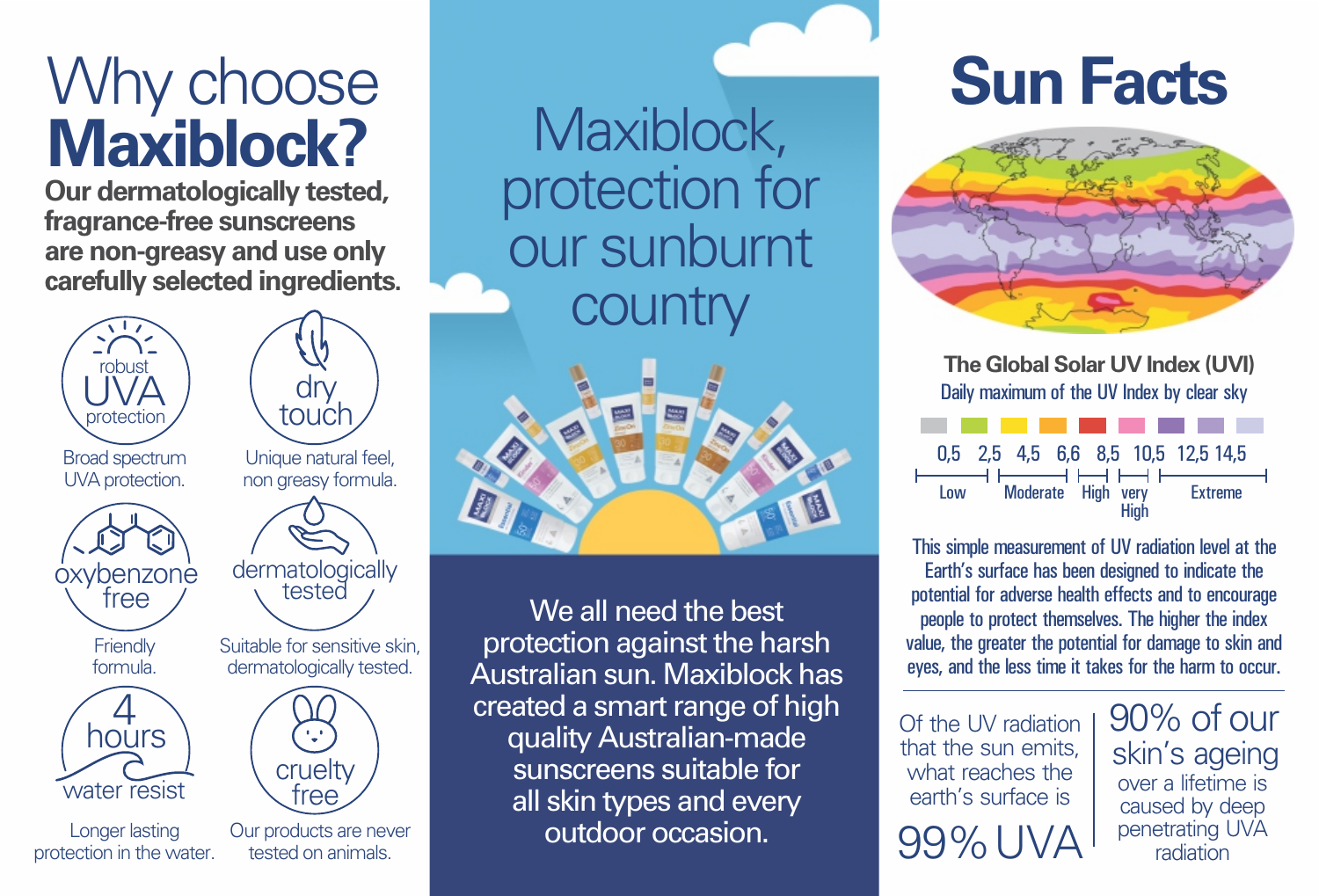# Why choose **Maxiblock?**

**Our dermatologically tested, fragrance-free sunscreens are non-greasy and use only carefully selected ingredients.**

**robust UVA protection**
Broad spectrum UVA protection.

**dry touch**
Unique natural feel, non greasy formula.

**oxybenzone free**
Friendly formula.

**dermatologically tested**
Suitable for sensitive skin, dermatologically tested.

**4 hours water resist**
Longer lasting protection in the water.

**cruelty free**
Our products are never tested on animals.

# Maxiblock, protection for our sunburnt country

We all need the best protection against the harsh Australian sun. Maxiblock has created a smart range of high quality Australian-made sunscreens suitable for all skin types and every outdoor occasion.

# Sun Facts

**The Global Solar UV Index (UVI)**
Daily maximum of the UV Index by clear sky

| 0,5 | 2,5 | 4,5 | 6,6 | 8,5 | 10,5 | 12,5 | 14,5 |
|---|---|---|---|---|---|---|---|

Low | Moderate | High | very High | Extreme

This simple measurement of UV radiation level at the Earth's surface has been designed to indicate the potential for adverse health effects and to encourage people to protect themselves. The higher the index value, the greater the potential for damage to skin and eyes, and the less time it takes for the harm to occur.

Of the UV radiation that the sun emits, what reaches the earth's surface is **99% UVA**

**90% of our skin's ageing** over a lifetime is caused by deep penetrating UVA radiation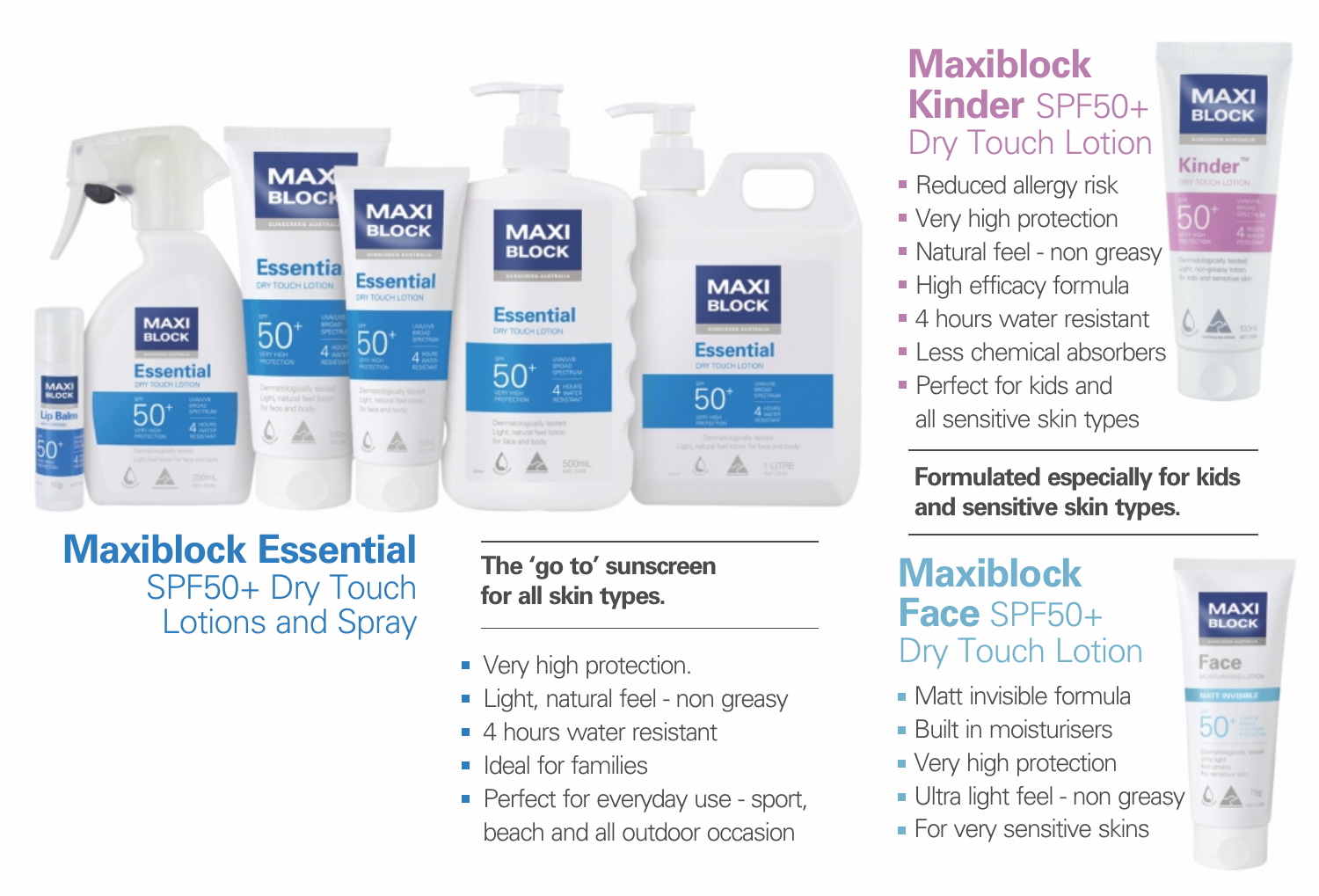## Maxiblock Essential SPF50+ Dry Touch Lotions and Spray

**The 'go to' sunscreen for all skin types.**

- Very high protection.
- Light, natural feel - non greasy
- 4 hours water resistant
- Ideal for families
- Perfect for everyday use - sport, beach and all outdoor occasion

## Maxiblock Kinder SPF50+ Dry Touch Lotion

- Reduced allergy risk
- Very high protection
- Natural feel - non greasy
- High efficacy formula
- 4 hours water resistant
- Less chemical absorbers
- Perfect for kids and all sensitive skin types

**Formulated especially for kids and sensitive skin types.**

## Maxiblock Face SPF50+ Dry Touch Lotion

- Matt invisible formula
- Built in moisturisers
- Very high protection
- Ultra light feel - non greasy
- For very sensitive skins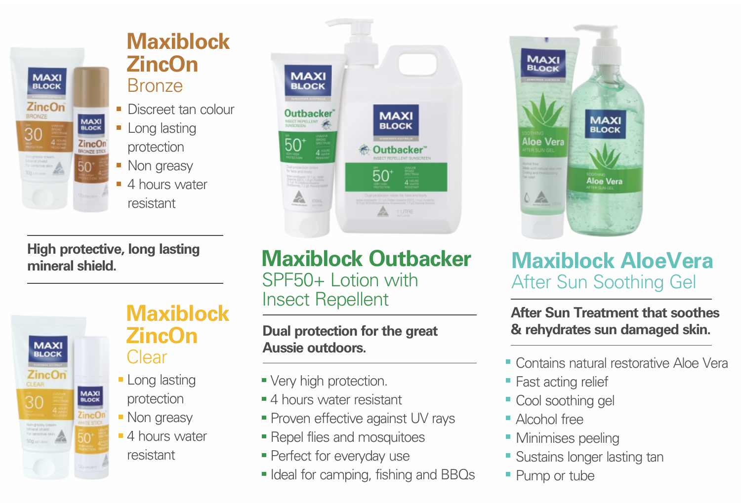## Maxiblock ZincOn Bronze

- Discreet tan colour
- Long lasting protection
- Non greasy
- 4 hours water resistant

**High protective, long lasting mineral shield.**

## Maxiblock ZincOn Clear

- Long lasting protection
- Non greasy
- 4 hours water resistant

## Maxiblock Outbacker

### SPF50+ Lotion with Insect Repellent

**Dual protection for the great Aussie outdoors.**

- Very high protection.
- 4 hours water resistant
- Proven effective against UV rays
- Repel flies and mosquitoes
- Perfect for everyday use
- Ideal for camping, fishing and BBQs

## Maxiblock AloeVera

### After Sun Soothing Gel

**After Sun Treatment that soothes & rehydrates sun damaged skin.**

- Contains natural restorative Aloe Vera
- Fast acting relief
- Cool soothing gel
- Alcohol free
- Minimises peeling
- Sustains longer lasting tan
- Pump or tube